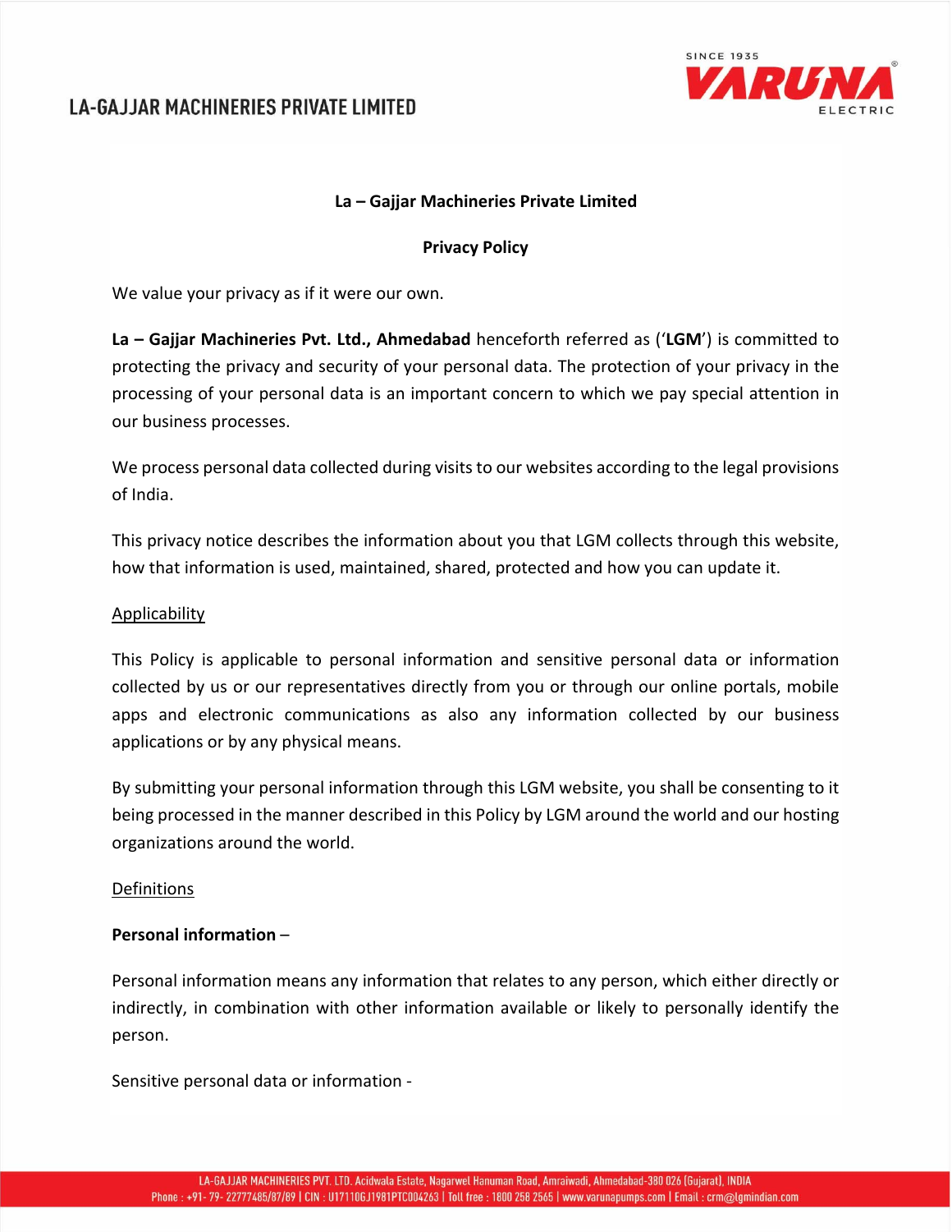# La – Gajjar Machineries Private Limited

## Privacy Policy

We value your privacy as if it were our own.

**La – Gajjar Machineries Pvt. Ltd., Ahmedabad** henceforth referred as ('**LGM**') is committed to protecting the privacy and security of your personal data. The protection of your privacy in the processing of your personal data is an important concern to which we pay special attention in our business processes.

We process personal data collected during visits to our websites according to the legal provisions of India.

This privacy notice describes the information about you that LGM collects through this website, how that information is used, maintained, shared, protected and how you can update it.

<u>Applicability</u>

This Policy is applicable to personal information and sensitive personal data or information collected by us or our representatives directly from you or through our online portals, mobile apps and electronic communications as also any information collected by our business applications or by any physical means.

By submitting your personal information through this LGM website, you shall be consenting to it being processed in the manner described in this Policy by LGM around the world and our hosting organizations around the world.

<u>Definitions</u>

**Personal information** –

Personal information means any information that relates to any person, which either directly or indirectly, in combination with other information available or likely to personally identify the person.

Sensitive personal data or information -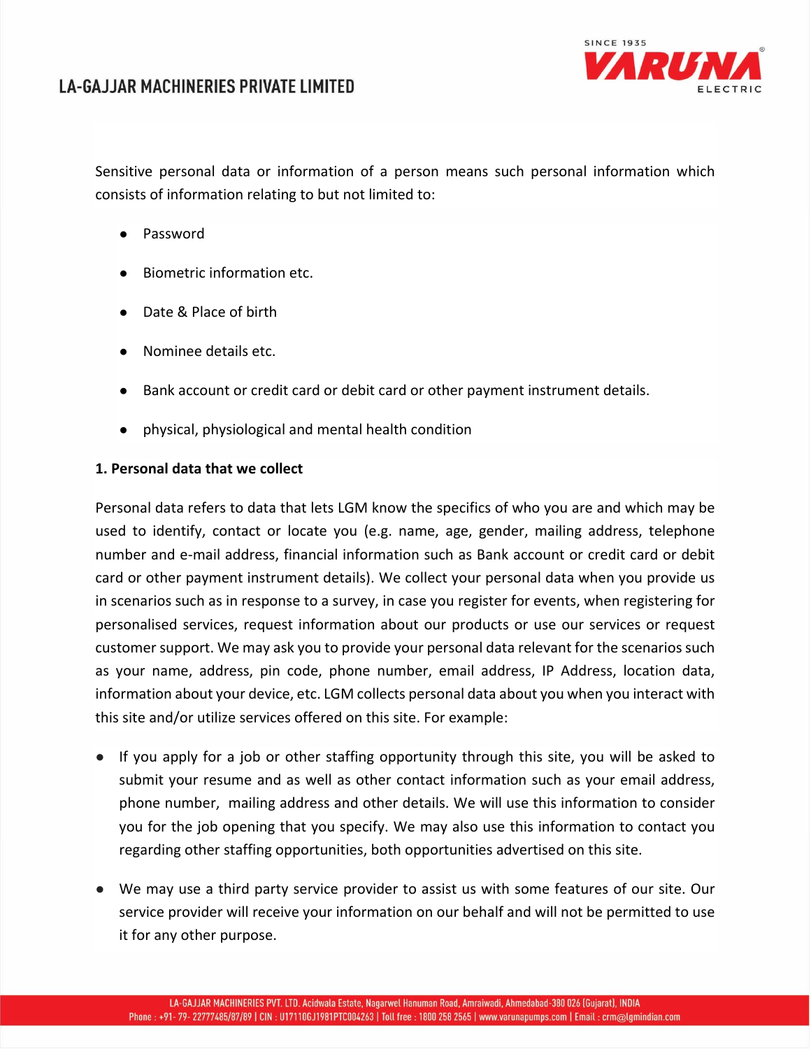Sensitive personal data or information of a person means such personal information which consists of information relating to but not limited to:

- Password
- Biometric information etc.
- Date & Place of birth
- Nominee details etc.
- Bank account or credit card or debit card or other payment instrument details.
- physical, physiological and mental health condition

**1. Personal data that we collect**

Personal data refers to data that lets LGM know the specifics of who you are and which may be used to identify, contact or locate you (e.g. name, age, gender, mailing address, telephone number and e-mail address, financial information such as Bank account or credit card or debit card or other payment instrument details). We collect your personal data when you provide us in scenarios such as in response to a survey, in case you register for events, when registering for personalised services, request information about our products or use our services or request customer support. We may ask you to provide your personal data relevant for the scenarios such as your name, address, pin code, phone number, email address, IP Address, location data, information about your device, etc. LGM collects personal data about you when you interact with this site and/or utilize services offered on this site. For example:

- If you apply for a job or other staffing opportunity through this site, you will be asked to submit your resume and as well as other contact information such as your email address, phone number, mailing address and other details. We will use this information to consider you for the job opening that you specify. We may also use this information to contact you regarding other staffing opportunities, both opportunities advertised on this site.
- We may use a third party service provider to assist us with some features of our site. Our service provider will receive your information on our behalf and will not be permitted to use it for any other purpose.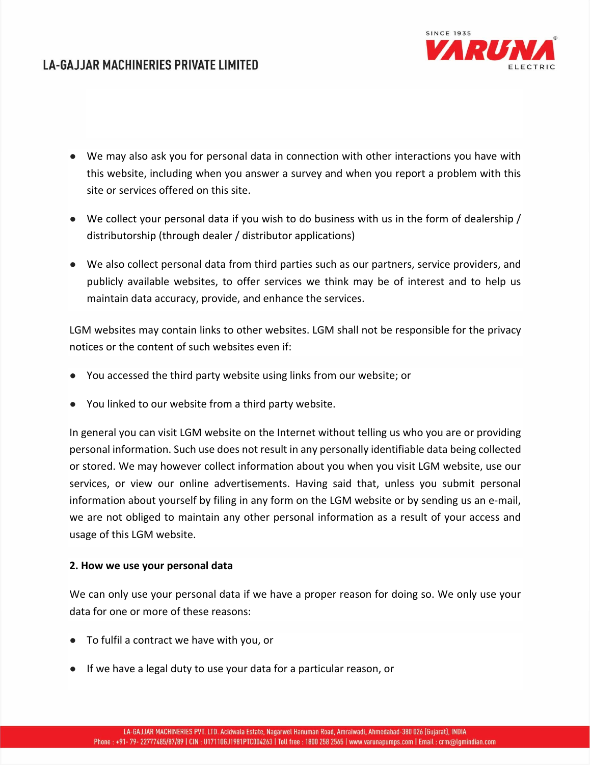- We may also ask you for personal data in connection with other interactions you have with this website, including when you answer a survey and when you report a problem with this site or services offered on this site.
- We collect your personal data if you wish to do business with us in the form of dealership / distributorship (through dealer / distributor applications)
- We also collect personal data from third parties such as our partners, service providers, and publicly available websites, to offer services we think may be of interest and to help us maintain data accuracy, provide, and enhance the services.

LGM websites may contain links to other websites. LGM shall not be responsible for the privacy notices or the content of such websites even if:

- You accessed the third party website using links from our website; or
- You linked to our website from a third party website.

In general you can visit LGM website on the Internet without telling us who you are or providing personal information. Such use does not result in any personally identifiable data being collected or stored. We may however collect information about you when you visit LGM website, use our services, or view our online advertisements. Having said that, unless you submit personal information about yourself by filing in any form on the LGM website or by sending us an e-mail, we are not obliged to maintain any other personal information as a result of your access and usage of this LGM website.

**2. How we use your personal data**

We can only use your personal data if we have a proper reason for doing so. We only use your data for one or more of these reasons:

- To fulfil a contract we have with you, or
- If we have a legal duty to use your data for a particular reason, or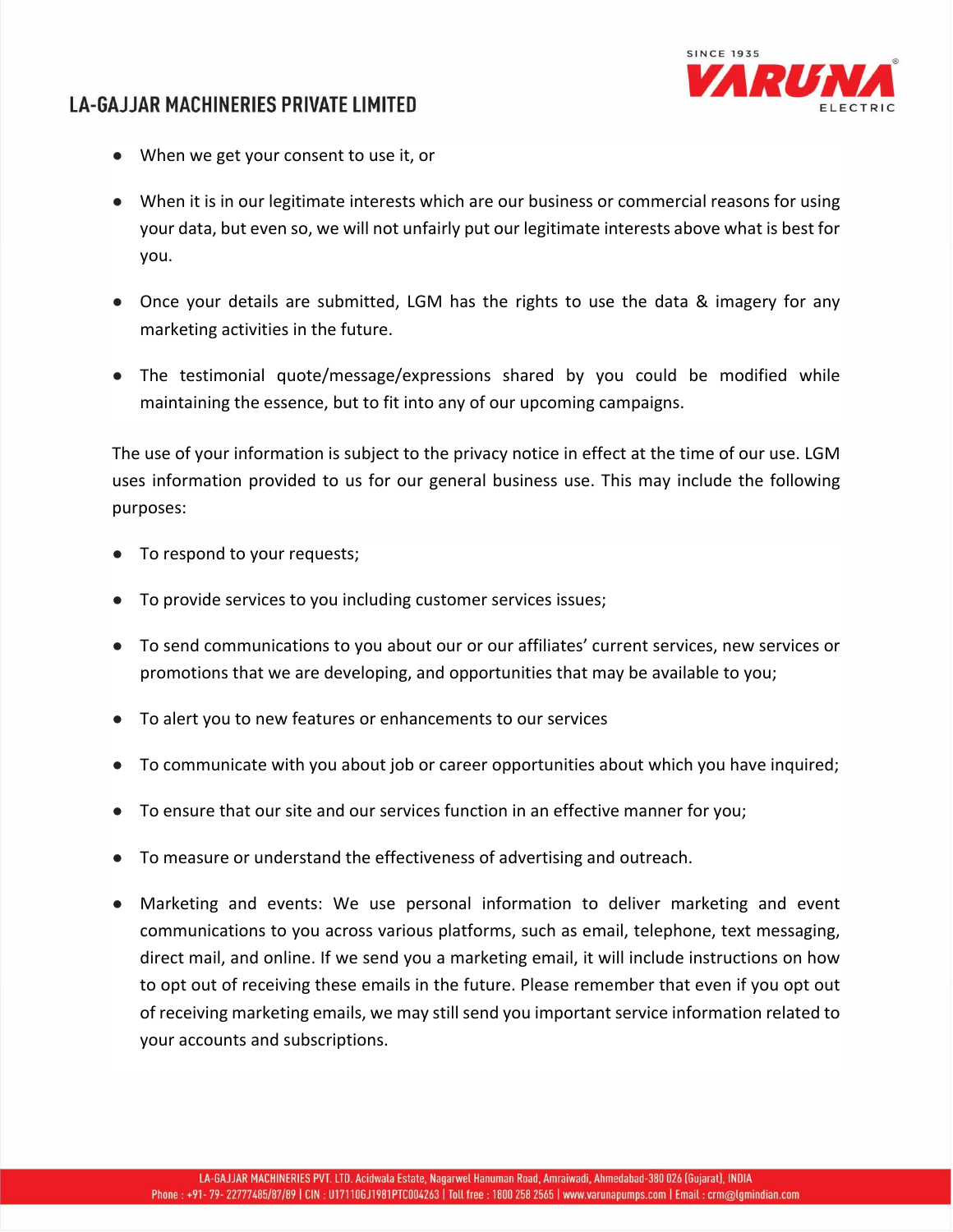- When we get your consent to use it, or
- When it is in our legitimate interests which are our business or commercial reasons for using your data, but even so, we will not unfairly put our legitimate interests above what is best for you.
- Once your details are submitted, LGM has the rights to use the data & imagery for any marketing activities in the future.
- The testimonial quote/message/expressions shared by you could be modified while maintaining the essence, but to fit into any of our upcoming campaigns.

The use of your information is subject to the privacy notice in effect at the time of our use. LGM uses information provided to us for our general business use. This may include the following purposes:

- To respond to your requests;
- To provide services to you including customer services issues;
- To send communications to you about our or our affiliates' current services, new services or promotions that we are developing, and opportunities that may be available to you;
- To alert you to new features or enhancements to our services
- To communicate with you about job or career opportunities about which you have inquired;
- To ensure that our site and our services function in an effective manner for you;
- To measure or understand the effectiveness of advertising and outreach.
- Marketing and events: We use personal information to deliver marketing and event communications to you across various platforms, such as email, telephone, text messaging, direct mail, and online. If we send you a marketing email, it will include instructions on how to opt out of receiving these emails in the future. Please remember that even if you opt out of receiving marketing emails, we may still send you important service information related to your accounts and subscriptions.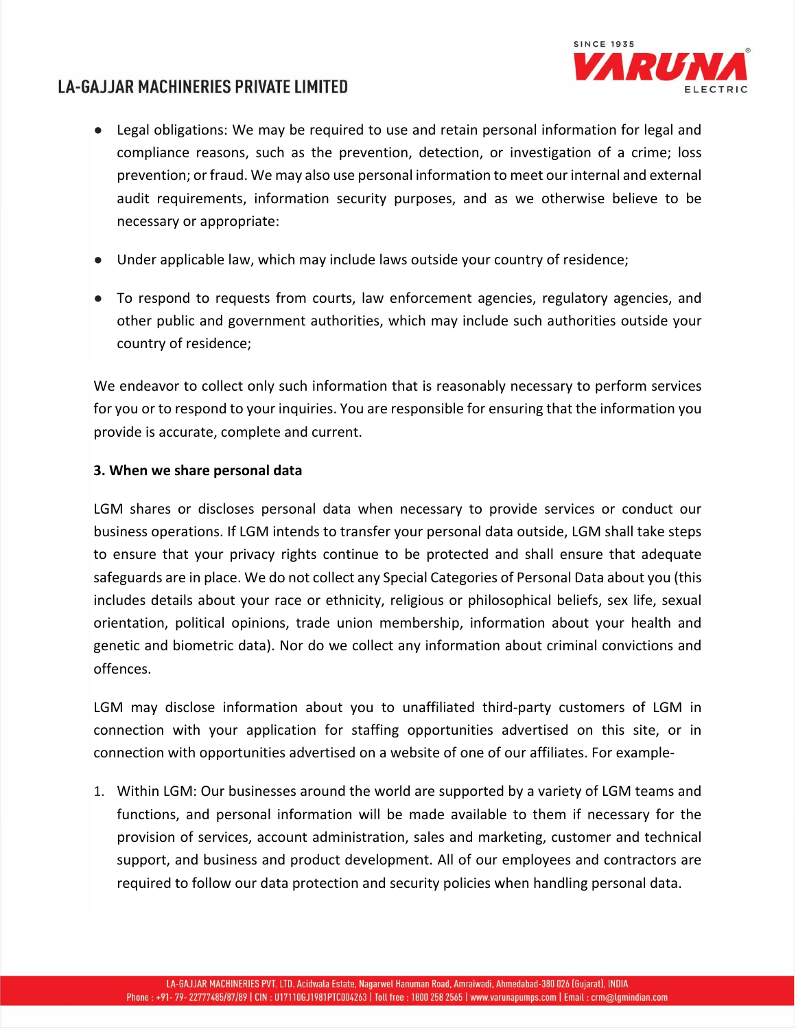- Legal obligations: We may be required to use and retain personal information for legal and compliance reasons, such as the prevention, detection, or investigation of a crime; loss prevention; or fraud. We may also use personal information to meet our internal and external audit requirements, information security purposes, and as we otherwise believe to be necessary or appropriate:

- Under applicable law, which may include laws outside your country of residence;

- To respond to requests from courts, law enforcement agencies, regulatory agencies, and other public and government authorities, which may include such authorities outside your country of residence;

We endeavor to collect only such information that is reasonably necessary to perform services for you or to respond to your inquiries. You are responsible for ensuring that the information you provide is accurate, complete and current.

**3. When we share personal data**

LGM shares or discloses personal data when necessary to provide services or conduct our business operations. If LGM intends to transfer your personal data outside, LGM shall take steps to ensure that your privacy rights continue to be protected and shall ensure that adequate safeguards are in place. We do not collect any Special Categories of Personal Data about you (this includes details about your race or ethnicity, religious or philosophical beliefs, sex life, sexual orientation, political opinions, trade union membership, information about your health and genetic and biometric data). Nor do we collect any information about criminal convictions and offences.

LGM may disclose information about you to unaffiliated third-party customers of LGM in connection with your application for staffing opportunities advertised on this site, or in connection with opportunities advertised on a website of one of our affiliates. For example-

1. Within LGM: Our businesses around the world are supported by a variety of LGM teams and functions, and personal information will be made available to them if necessary for the provision of services, account administration, sales and marketing, customer and technical support, and business and product development. All of our employees and contractors are required to follow our data protection and security policies when handling personal data.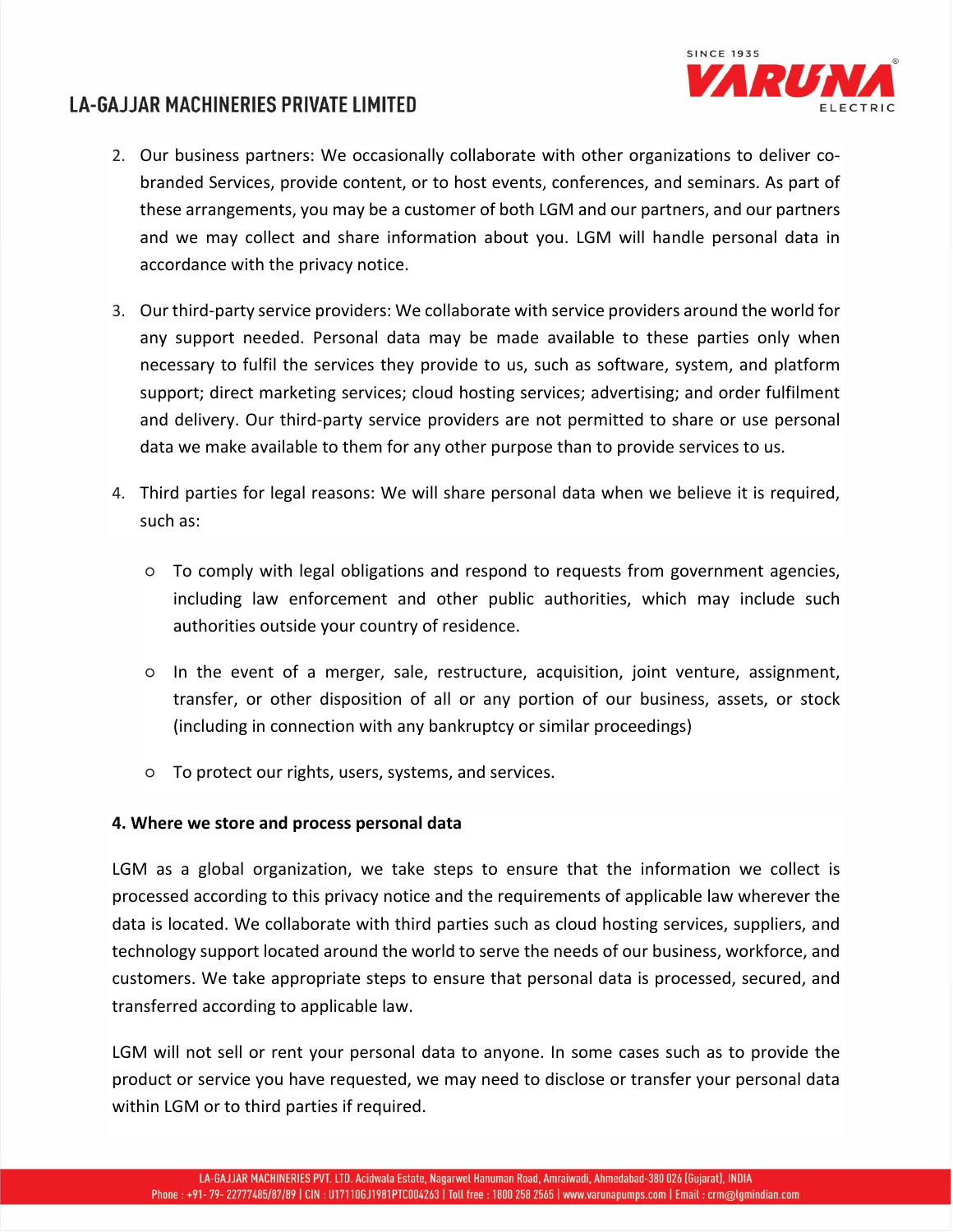2. Our business partners: We occasionally collaborate with other organizations to deliver co-branded Services, provide content, or to host events, conferences, and seminars. As part of these arrangements, you may be a customer of both LGM and our partners, and our partners and we may collect and share information about you. LGM will handle personal data in accordance with the privacy notice.

3. Our third-party service providers: We collaborate with service providers around the world for any support needed. Personal data may be made available to these parties only when necessary to fulfil the services they provide to us, such as software, system, and platform support; direct marketing services; cloud hosting services; advertising; and order fulfilment and delivery. Our third-party service providers are not permitted to share or use personal data we make available to them for any other purpose than to provide services to us.

4. Third parties for legal reasons: We will share personal data when we believe it is required, such as:

   - To comply with legal obligations and respond to requests from government agencies, including law enforcement and other public authorities, which may include such authorities outside your country of residence.
   - In the event of a merger, sale, restructure, acquisition, joint venture, assignment, transfer, or other disposition of all or any portion of our business, assets, or stock (including in connection with any bankruptcy or similar proceedings)
   - To protect our rights, users, systems, and services.

**4. Where we store and process personal data**

LGM as a global organization, we take steps to ensure that the information we collect is processed according to this privacy notice and the requirements of applicable law wherever the data is located. We collaborate with third parties such as cloud hosting services, suppliers, and technology support located around the world to serve the needs of our business, workforce, and customers. We take appropriate steps to ensure that personal data is processed, secured, and transferred according to applicable law.

LGM will not sell or rent your personal data to anyone. In some cases such as to provide the product or service you have requested, we may need to disclose or transfer your personal data within LGM or to third parties if required.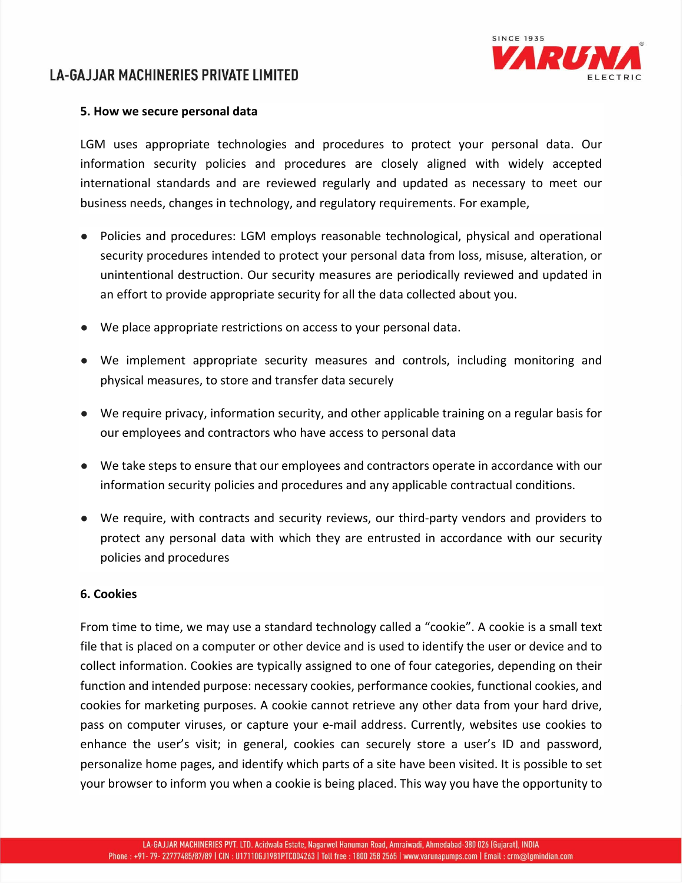**5. How we secure personal data**

LGM uses appropriate technologies and procedures to protect your personal data. Our information security policies and procedures are closely aligned with widely accepted international standards and are reviewed regularly and updated as necessary to meet our business needs, changes in technology, and regulatory requirements. For example,

- Policies and procedures: LGM employs reasonable technological, physical and operational security procedures intended to protect your personal data from loss, misuse, alteration, or unintentional destruction. Our security measures are periodically reviewed and updated in an effort to provide appropriate security for all the data collected about you.
- We place appropriate restrictions on access to your personal data.
- We implement appropriate security measures and controls, including monitoring and physical measures, to store and transfer data securely
- We require privacy, information security, and other applicable training on a regular basis for our employees and contractors who have access to personal data
- We take steps to ensure that our employees and contractors operate in accordance with our information security policies and procedures and any applicable contractual conditions.
- We require, with contracts and security reviews, our third-party vendors and providers to protect any personal data with which they are entrusted in accordance with our security policies and procedures

**6. Cookies**

From time to time, we may use a standard technology called a "cookie". A cookie is a small text file that is placed on a computer or other device and is used to identify the user or device and to collect information. Cookies are typically assigned to one of four categories, depending on their function and intended purpose: necessary cookies, performance cookies, functional cookies, and cookies for marketing purposes. A cookie cannot retrieve any other data from your hard drive, pass on computer viruses, or capture your e-mail address. Currently, websites use cookies to enhance the user's visit; in general, cookies can securely store a user's ID and password, personalize home pages, and identify which parts of a site have been visited. It is possible to set your browser to inform you when a cookie is being placed. This way you have the opportunity to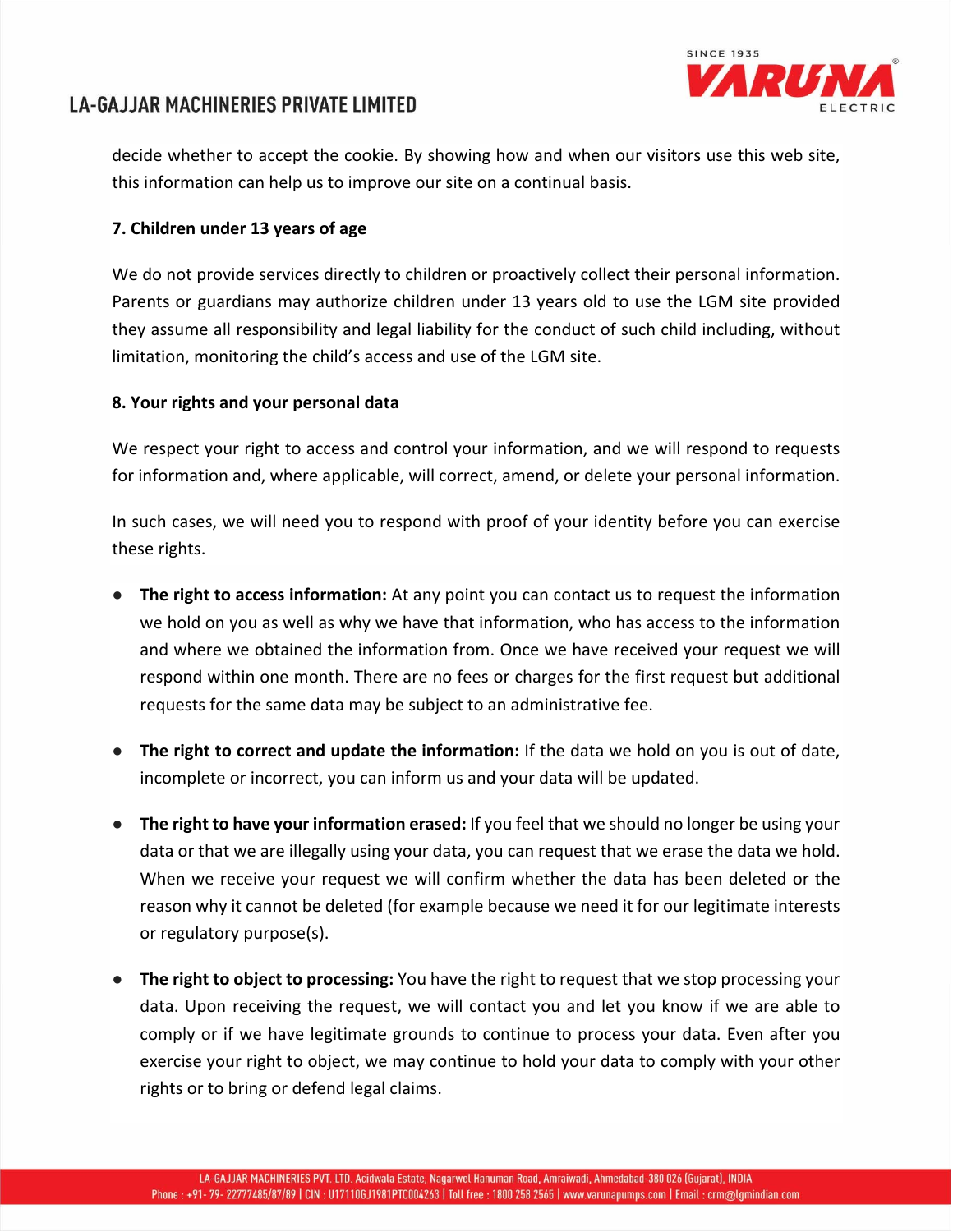decide whether to accept the cookie. By showing how and when our visitors use this web site, this information can help us to improve our site on a continual basis.

**7. Children under 13 years of age**

We do not provide services directly to children or proactively collect their personal information. Parents or guardians may authorize children under 13 years old to use the LGM site provided they assume all responsibility and legal liability for the conduct of such child including, without limitation, monitoring the child's access and use of the LGM site.

**8. Your rights and your personal data**

We respect your right to access and control your information, and we will respond to requests for information and, where applicable, will correct, amend, or delete your personal information.

In such cases, we will need you to respond with proof of your identity before you can exercise these rights.

- **The right to access information:** At any point you can contact us to request the information we hold on you as well as why we have that information, who has access to the information and where we obtained the information from. Once we have received your request we will respond within one month. There are no fees or charges for the first request but additional requests for the same data may be subject to an administrative fee.
- **The right to correct and update the information:** If the data we hold on you is out of date, incomplete or incorrect, you can inform us and your data will be updated.
- **The right to have your information erased:** If you feel that we should no longer be using your data or that we are illegally using your data, you can request that we erase the data we hold. When we receive your request we will confirm whether the data has been deleted or the reason why it cannot be deleted (for example because we need it for our legitimate interests or regulatory purpose(s).
- **The right to object to processing:** You have the right to request that we stop processing your data. Upon receiving the request, we will contact you and let you know if we are able to comply or if we have legitimate grounds to continue to process your data. Even after you exercise your right to object, we may continue to hold your data to comply with your other rights or to bring or defend legal claims.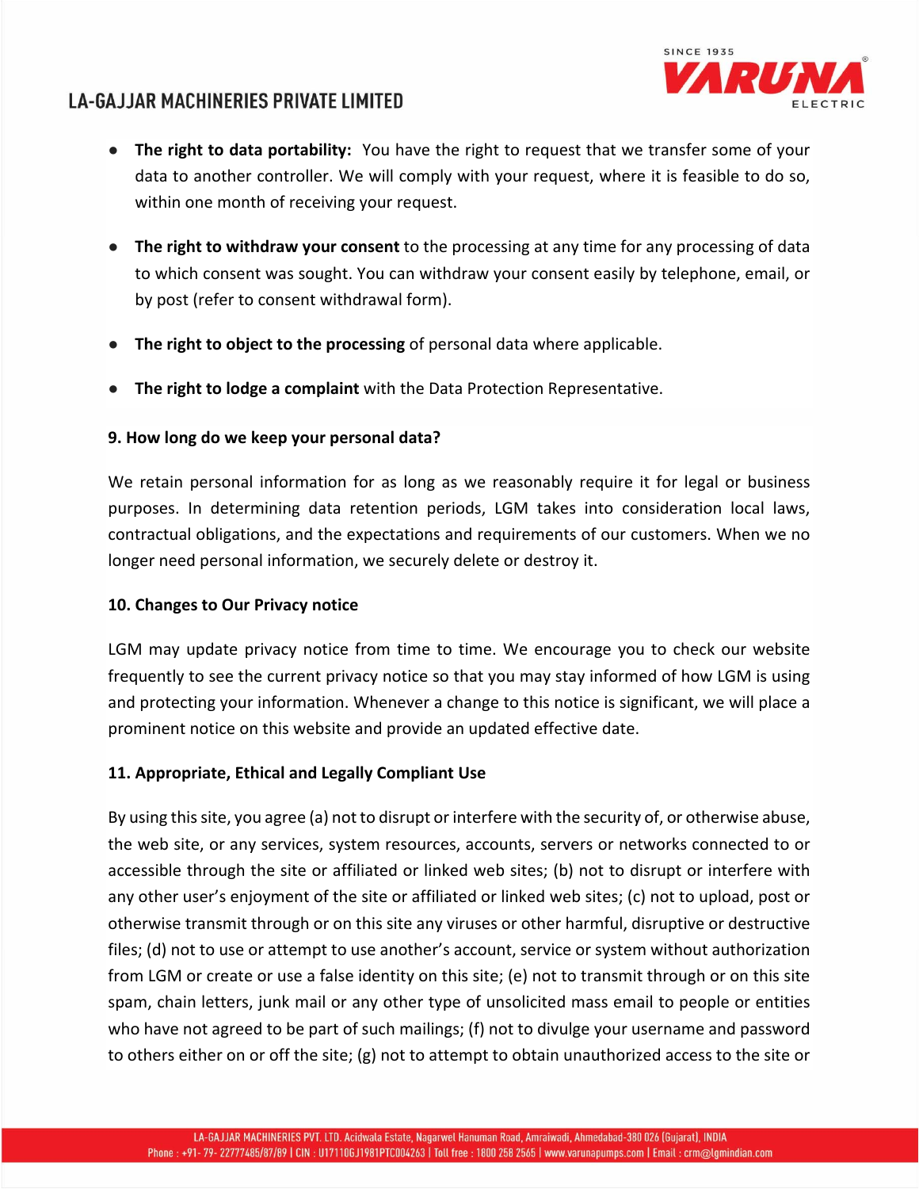- **The right to data portability:** You have the right to request that we transfer some of your data to another controller. We will comply with your request, where it is feasible to do so, within one month of receiving your request.

- **The right to withdraw your consent** to the processing at any time for any processing of data to which consent was sought. You can withdraw your consent easily by telephone, email, or by post (refer to consent withdrawal form).

- **The right to object to the processing** of personal data where applicable.

- **The right to lodge a complaint** with the Data Protection Representative.

**9. How long do we keep your personal data?**

We retain personal information for as long as we reasonably require it for legal or business purposes. In determining data retention periods, LGM takes into consideration local laws, contractual obligations, and the expectations and requirements of our customers. When we no longer need personal information, we securely delete or destroy it.

**10. Changes to Our Privacy notice**

LGM may update privacy notice from time to time. We encourage you to check our website frequently to see the current privacy notice so that you may stay informed of how LGM is using and protecting your information. Whenever a change to this notice is significant, we will place a prominent notice on this website and provide an updated effective date.

**11. Appropriate, Ethical and Legally Compliant Use**

By using this site, you agree (a) not to disrupt or interfere with the security of, or otherwise abuse, the web site, or any services, system resources, accounts, servers or networks connected to or accessible through the site or affiliated or linked web sites; (b) not to disrupt or interfere with any other user's enjoyment of the site or affiliated or linked web sites; (c) not to upload, post or otherwise transmit through or on this site any viruses or other harmful, disruptive or destructive files; (d) not to use or attempt to use another's account, service or system without authorization from LGM or create or use a false identity on this site; (e) not to transmit through or on this site spam, chain letters, junk mail or any other type of unsolicited mass email to people or entities who have not agreed to be part of such mailings; (f) not to divulge your username and password to others either on or off the site; (g) not to attempt to obtain unauthorized access to the site or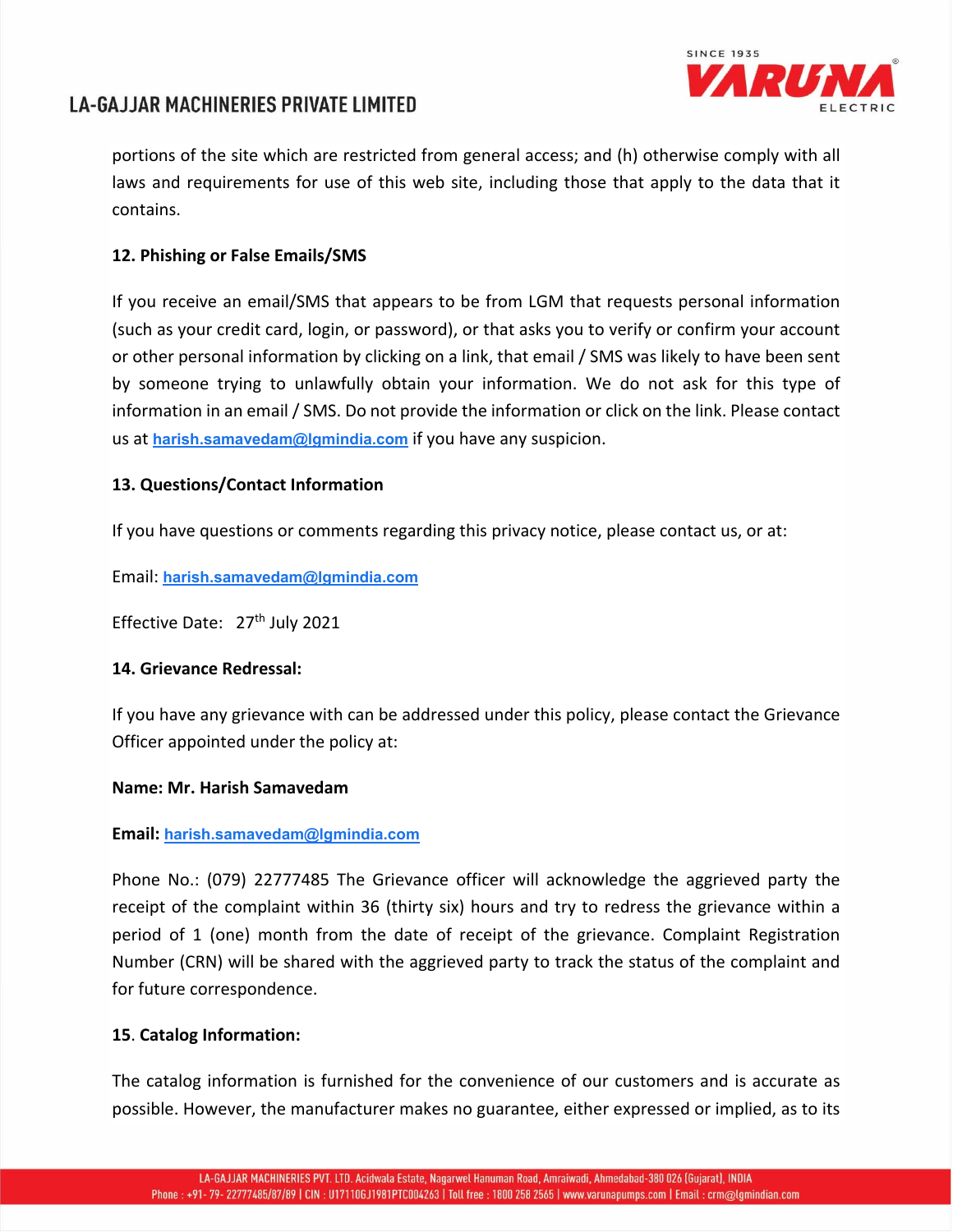portions of the site which are restricted from general access; and (h) otherwise comply with all laws and requirements for use of this web site, including those that apply to the data that it contains.

**12. Phishing or False Emails/SMS**

If you receive an email/SMS that appears to be from LGM that requests personal information (such as your credit card, login, or password), or that asks you to verify or confirm your account or other personal information by clicking on a link, that email / SMS was likely to have been sent by someone trying to unlawfully obtain your information. We do not ask for this type of information in an email / SMS. Do not provide the information or click on the link. Please contact us at harish.samavedam@lgmindia.com if you have any suspicion.

**13. Questions/Contact Information**

If you have questions or comments regarding this privacy notice, please contact us, or at:

Email: harish.samavedam@lgmindia.com

Effective Date: 27th July 2021

**14. Grievance Redressal:**

If you have any grievance with can be addressed under this policy, please contact the Grievance Officer appointed under the policy at:

**Name: Mr. Harish Samavedam**

**Email:** harish.samavedam@lgmindia.com

Phone No.: (079) 22777485 The Grievance officer will acknowledge the aggrieved party the receipt of the complaint within 36 (thirty six) hours and try to redress the grievance within a period of 1 (one) month from the date of receipt of the grievance. Complaint Registration Number (CRN) will be shared with the aggrieved party to track the status of the complaint and for future correspondence.

**15. Catalog Information:**

The catalog information is furnished for the convenience of our customers and is accurate as possible. However, the manufacturer makes no guarantee, either expressed or implied, as to its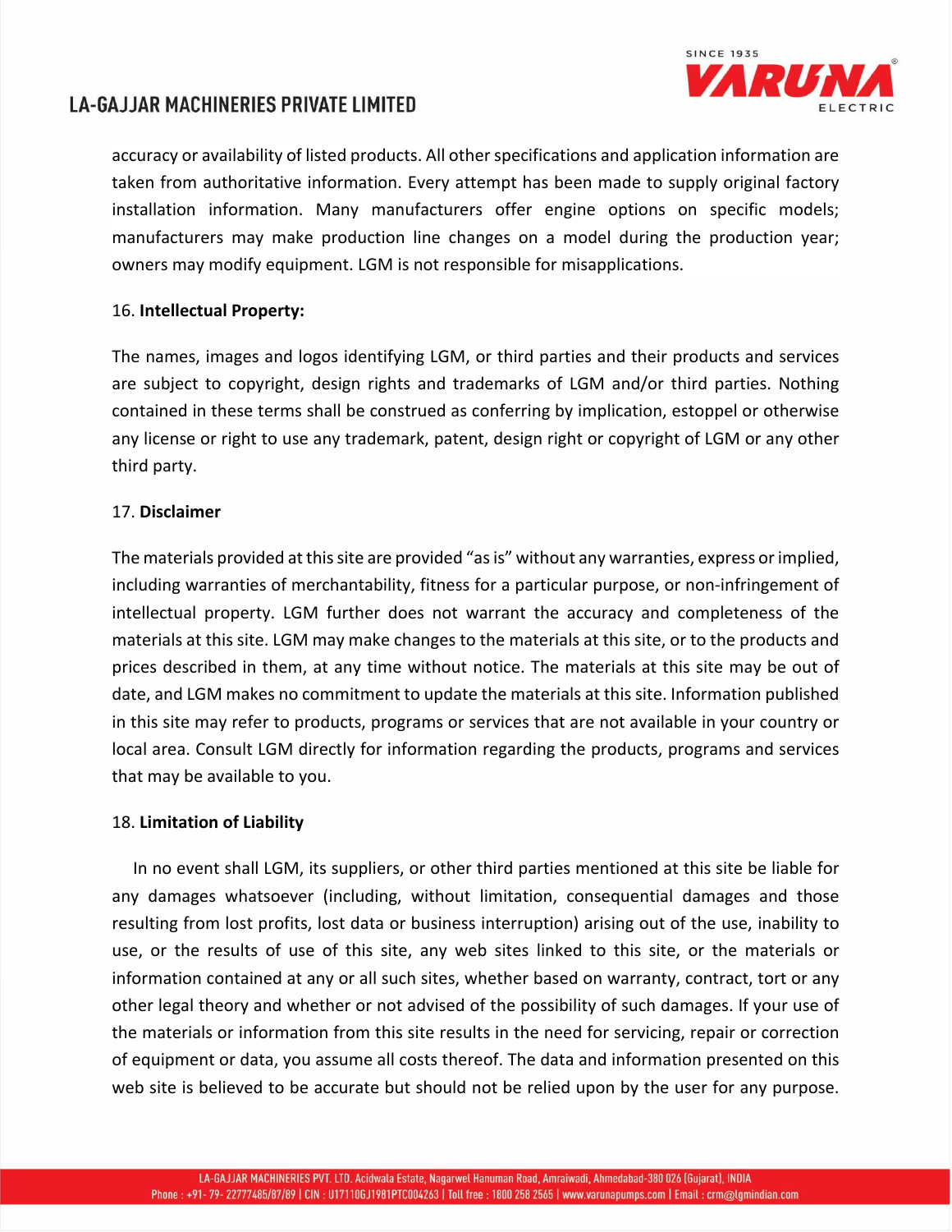accuracy or availability of listed products. All other specifications and application information are taken from authoritative information. Every attempt has been made to supply original factory installation information. Many manufacturers offer engine options on specific models; manufacturers may make production line changes on a model during the production year; owners may modify equipment. LGM is not responsible for misapplications.

16. **Intellectual Property:**

The names, images and logos identifying LGM, or third parties and their products and services are subject to copyright, design rights and trademarks of LGM and/or third parties. Nothing contained in these terms shall be construed as conferring by implication, estoppel or otherwise any license or right to use any trademark, patent, design right or copyright of LGM or any other third party.

17. **Disclaimer**

The materials provided at this site are provided "as is" without any warranties, express or implied, including warranties of merchantability, fitness for a particular purpose, or non-infringement of intellectual property. LGM further does not warrant the accuracy and completeness of the materials at this site. LGM may make changes to the materials at this site, or to the products and prices described in them, at any time without notice. The materials at this site may be out of date, and LGM makes no commitment to update the materials at this site. Information published in this site may refer to products, programs or services that are not available in your country or local area. Consult LGM directly for information regarding the products, programs and services that may be available to you.

18. **Limitation of Liability**

In no event shall LGM, its suppliers, or other third parties mentioned at this site be liable for any damages whatsoever (including, without limitation, consequential damages and those resulting from lost profits, lost data or business interruption) arising out of the use, inability to use, or the results of use of this site, any web sites linked to this site, or the materials or information contained at any or all such sites, whether based on warranty, contract, tort or any other legal theory and whether or not advised of the possibility of such damages. If your use of the materials or information from this site results in the need for servicing, repair or correction of equipment or data, you assume all costs thereof. The data and information presented on this web site is believed to be accurate but should not be relied upon by the user for any purpose.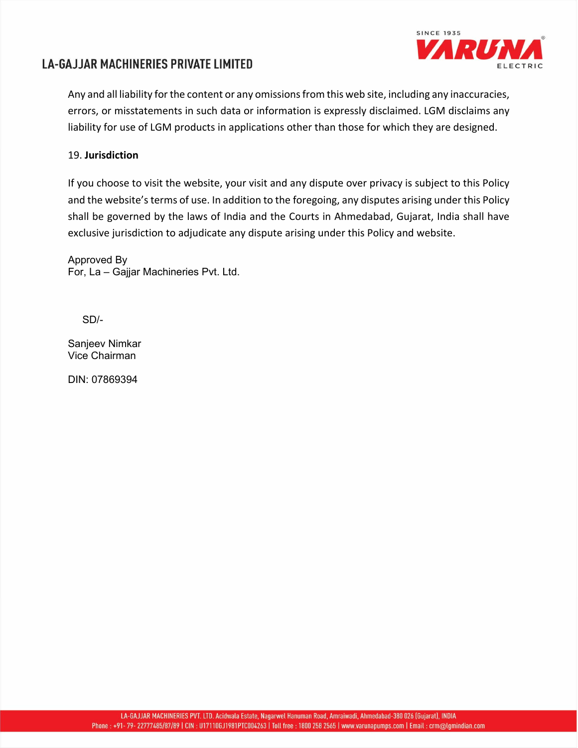Any and all liability for the content or any omissions from this web site, including any inaccuracies, errors, or misstatements in such data or information is expressly disclaimed. LGM disclaims any liability for use of LGM products in applications other than those for which they are designed.

19. **Jurisdiction**

If you choose to visit the website, your visit and any dispute over privacy is subject to this Policy and the website's terms of use. In addition to the foregoing, any disputes arising under this Policy shall be governed by the laws of India and the Courts in Ahmedabad, Gujarat, India shall have exclusive jurisdiction to adjudicate any dispute arising under this Policy and website.

Approved By
For, La – Gajjar Machineries Pvt. Ltd.

SD/-

Sanjeev Nimkar
Vice Chairman

DIN: 07869394